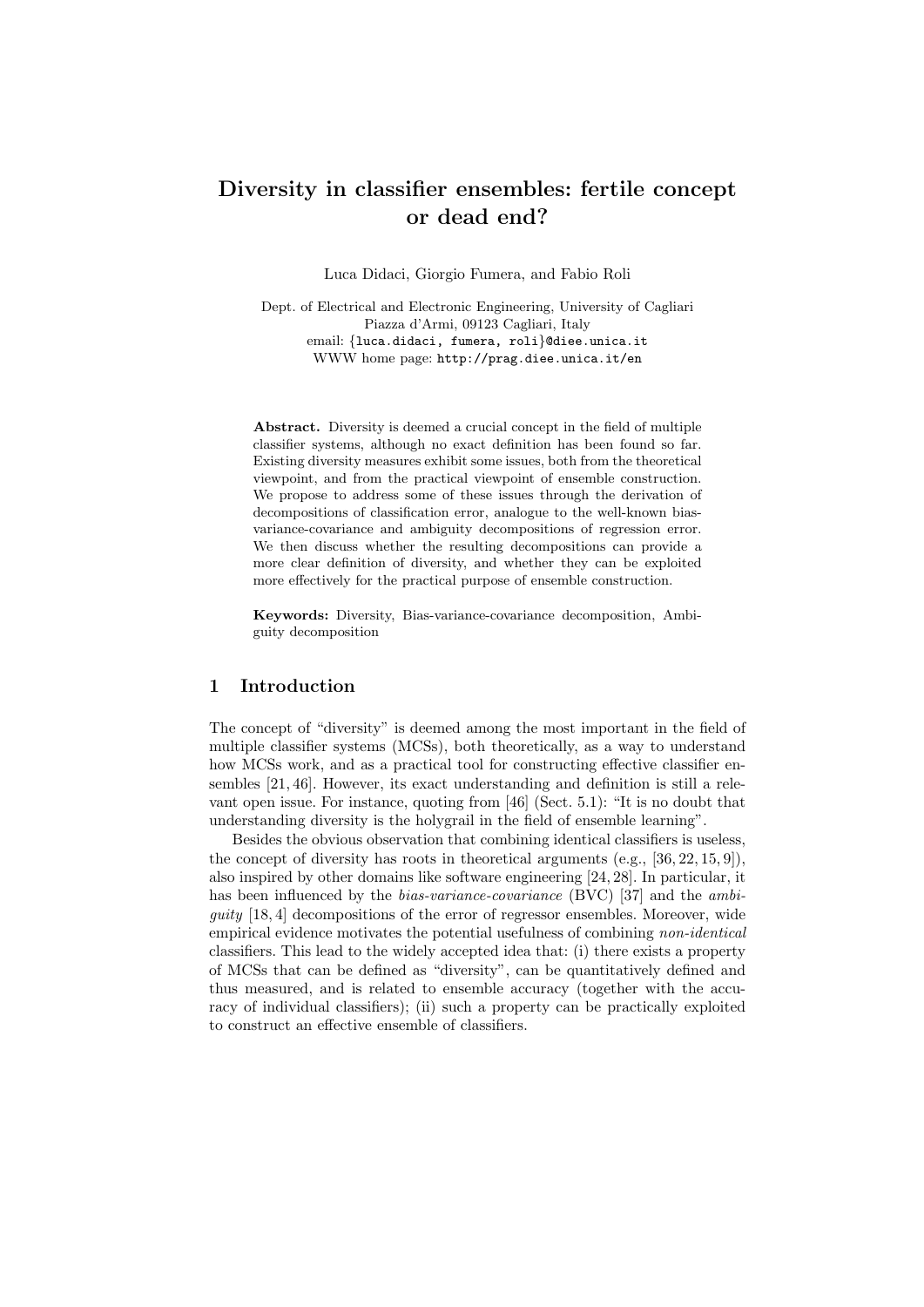# Diversity in classifier ensembles: fertile concept or dead end?

Luca Didaci, Giorgio Fumera, and Fabio Roli

Dept. of Electrical and Electronic Engineering, University of Cagliari
Piazza d'Armi, 09123 Cagliari, Italy
email: {luca.didaci, fumera, roli}@diee.unica.it
WWW home page: http://prag.diee.unica.it/en

**Abstract.** Diversity is deemed a crucial concept in the field of multiple classifier systems, although no exact definition has been found so far. Existing diversity measures exhibit some issues, both from the theoretical viewpoint, and from the practical viewpoint of ensemble construction. We propose to address some of these issues through the derivation of decompositions of classification error, analogue to the well-known bias-variance-covariance and ambiguity decompositions of regression error. We then discuss whether the resulting decompositions can provide a more clear definition of diversity, and whether they can be exploited more effectively for the practical purpose of ensemble construction.

**Keywords:** Diversity, Bias-variance-covariance decomposition, Ambiguity decomposition

## 1 Introduction

The concept of "diversity" is deemed among the most important in the field of multiple classifier systems (MCSs), both theoretically, as a way to understand how MCSs work, and as a practical tool for constructing effective classifier ensembles [21, 46]. However, its exact understanding and definition is still a relevant open issue. For instance, quoting from [46] (Sect. 5.1): "It is no doubt that understanding diversity is the holygrail in the field of ensemble learning".

Besides the obvious observation that combining identical classifiers is useless, the concept of diversity has roots in theoretical arguments (e.g., [36, 22, 15, 9]), also inspired by other domains like software engineering [24, 28]. In particular, it has been influenced by the *bias-variance-covariance* (BVC) [37] and the *ambiguity* [18, 4] decompositions of the error of regressor ensembles. Moreover, wide empirical evidence motivates the potential usefulness of combining *non-identical* classifiers. This lead to the widely accepted idea that: (i) there exists a property of MCSs that can be defined as "diversity", can be quantitatively defined and thus measured, and is related to ensemble accuracy (together with the accuracy of individual classifiers); (ii) such a property can be practically exploited to construct an effective ensemble of classifiers.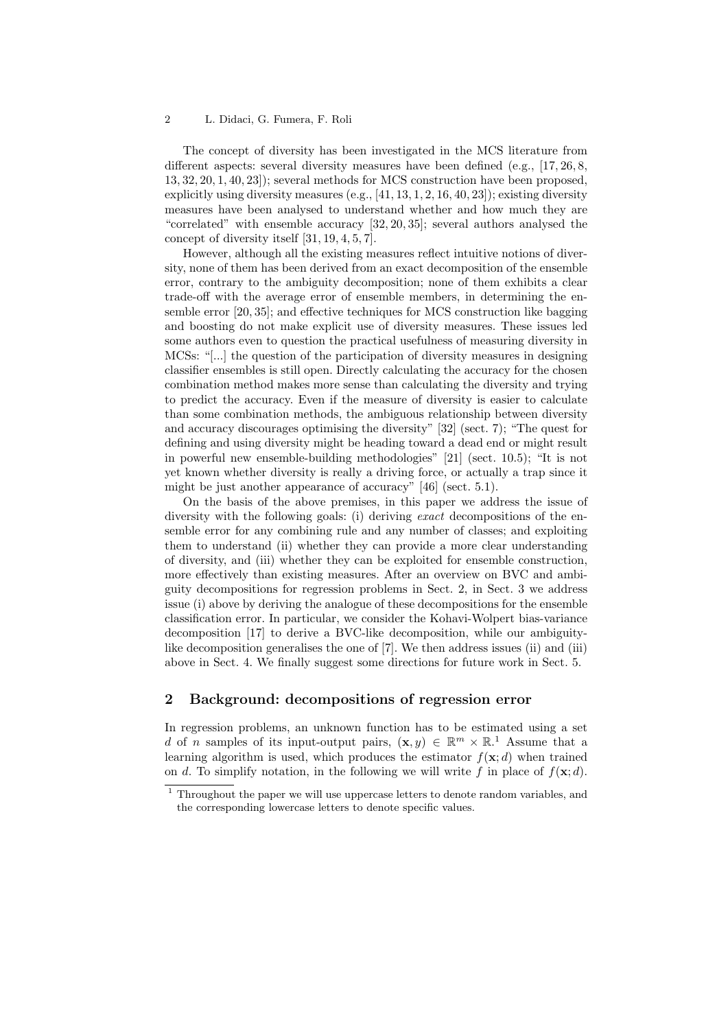The concept of diversity has been investigated in the MCS literature from different aspects: several diversity measures have been defined (e.g., [17, 26, 8, 13, 32, 20, 1, 40, 23]); several methods for MCS construction have been proposed, explicitly using diversity measures (e.g., [41, 13, 1, 2, 16, 40, 23]); existing diversity measures have been analysed to understand whether and how much they are "correlated" with ensemble accuracy [32, 20, 35]; several authors analysed the concept of diversity itself [31, 19, 4, 5, 7].

However, although all the existing measures reflect intuitive notions of diversity, none of them has been derived from an exact decomposition of the ensemble error, contrary to the ambiguity decomposition; none of them exhibits a clear trade-off with the average error of ensemble members, in determining the ensemble error [20, 35]; and effective techniques for MCS construction like bagging and boosting do not make explicit use of diversity measures. These issues led some authors even to question the practical usefulness of measuring diversity in MCSs: "[...] the question of the participation of diversity measures in designing classifier ensembles is still open. Directly calculating the accuracy for the chosen combination method makes more sense than calculating the diversity and trying to predict the accuracy. Even if the measure of diversity is easier to calculate than some combination methods, the ambiguous relationship between diversity and accuracy discourages optimising the diversity" [32] (sect. 7); "The quest for defining and using diversity might be heading toward a dead end or might result in powerful new ensemble-building methodologies" [21] (sect. 10.5); "It is not yet known whether diversity is really a driving force, or actually a trap since it might be just another appearance of accuracy" [46] (sect. 5.1).

On the basis of the above premises, in this paper we address the issue of diversity with the following goals: (i) deriving *exact* decompositions of the ensemble error for any combining rule and any number of classes; and exploiting them to understand (ii) whether they can provide a more clear understanding of diversity, and (iii) whether they can be exploited for ensemble construction, more effectively than existing measures. After an overview on BVC and ambiguity decompositions for regression problems in Sect. 2, in Sect. 3 we address issue (i) above by deriving the analogue of these decompositions for the ensemble classification error. In particular, we consider the Kohavi-Wolpert bias-variance decomposition [17] to derive a BVC-like decomposition, while our ambiguity-like decomposition generalises the one of [7]. We then address issues (ii) and (iii) above in Sect. 4. We finally suggest some directions for future work in Sect. 5.

## 2 Background: decompositions of regression error

In regression problems, an unknown function has to be estimated using a set $d$ of $n$ samples of its input-output pairs, $(\mathbf{x}, y) \in \mathbb{R}^m \times \mathbb{R}$.[1] Assume that a learning algorithm is used, which produces the estimator $f(\mathbf{x}; d)$ when trained on $d$. To simplify notation, in the following we will write $f$ in place of $f(\mathbf{x}; d)$.

[1] Throughout the paper we will use uppercase letters to denote random variables, and the corresponding lowercase letters to denote specific values.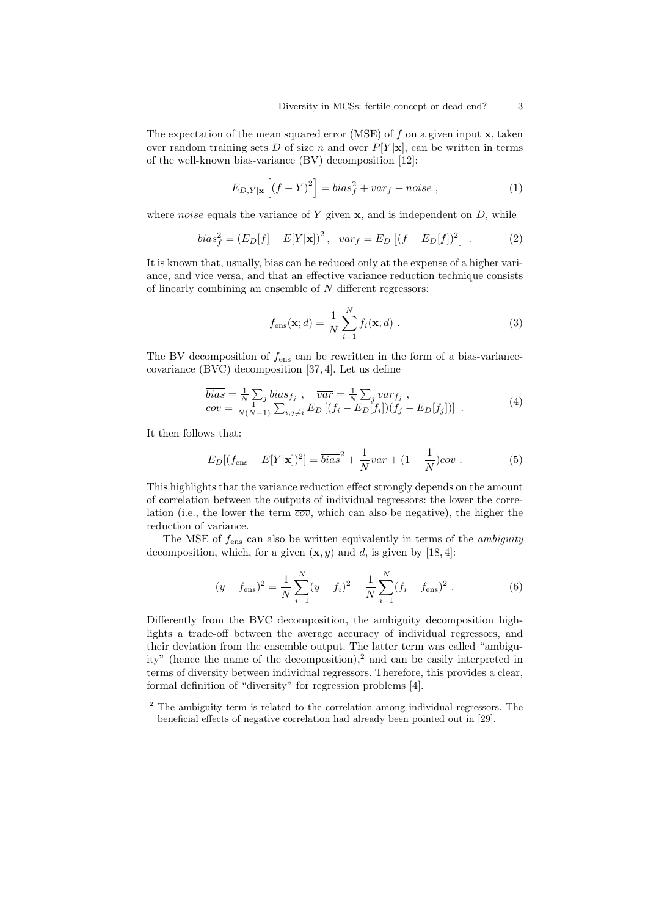The expectation of the mean squared error (MSE) of $f$ on a given input $\mathbf{x}$, taken over random training sets $D$ of size $n$ and over $P[Y|\mathbf{x}]$, can be written in terms of the well-known bias-variance (BV) decomposition [12]:

$$E_{D,Y|\mathbf{x}}\left[(f-Y)^2\right] = bias_f^2 + var_f + noise \ , \tag{1}$$

where *noise* equals the variance of $Y$ given $\mathbf{x}$, and is independent on $D$, while

$$bias_f^2 = \left(E_D[f] - E[Y|\mathbf{x}]\right)^2 , \quad var_f = E_D\left[(f - E_D[f])^2\right] \ . \tag{2}$$

It is known that, usually, bias can be reduced only at the expense of a higher variance, and vice versa, and that an effective variance reduction technique consists of linearly combining an ensemble of $N$ different regressors:

$$f_{\text{ens}}(\mathbf{x}; d) = \frac{1}{N}\sum_{i=1}^{N} f_i(\mathbf{x}; d) \ . \tag{3}$$

The BV decomposition of $f_{\text{ens}}$ can be rewritten in the form of a bias-variance-covariance (BVC) decomposition [37, 4]. Let us define

$$\begin{array}{l} \overline{bias} = \frac{1}{N}\sum_j bias_{f_j} \ , \quad \overline{var} = \frac{1}{N}\sum_j var_{f_j} \ , \\ \overline{cov} = \frac{1}{N(N-1)}\sum_{i,j\neq i} E_D\left[(f_i - E_D[f_i])(f_j - E_D[f_j])\right] \ . \end{array} \tag{4}$$

It then follows that:

$$E_D[(f_{\text{ens}} - E[Y|\mathbf{x}])^2] = \overline{bias}^2 + \frac{1}{N}\overline{var} + (1 - \frac{1}{N})\overline{cov} \ . \tag{5}$$

This highlights that the variance reduction effect strongly depends on the amount of correlation between the outputs of individual regressors: the lower the correlation (i.e., the lower the term $\overline{cov}$, which can also be negative), the higher the reduction of variance.

The MSE of $f_{\text{ens}}$ can also be written equivalently in terms of the *ambiguity* decomposition, which, for a given $(\mathbf{x}, y)$ and $d$, is given by [18, 4]:

$$(y - f_{\text{ens}})^2 = \frac{1}{N}\sum_{i=1}^{N}(y - f_i)^2 - \frac{1}{N}\sum_{i=1}^{N}(f_i - f_{\text{ens}})^2 \ . \tag{6}$$

Differently from the BVC decomposition, the ambiguity decomposition highlights a trade-off between the average accuracy of individual regressors, and their deviation from the ensemble output. The latter term was called "ambiguity" (hence the name of the decomposition),[2] and can be easily interpreted in terms of diversity between individual regressors. Therefore, this provides a clear, formal definition of "diversity" for regression problems [4].

[2] The ambiguity term is related to the correlation among individual regressors. The beneficial effects of negative correlation had already been pointed out in [29].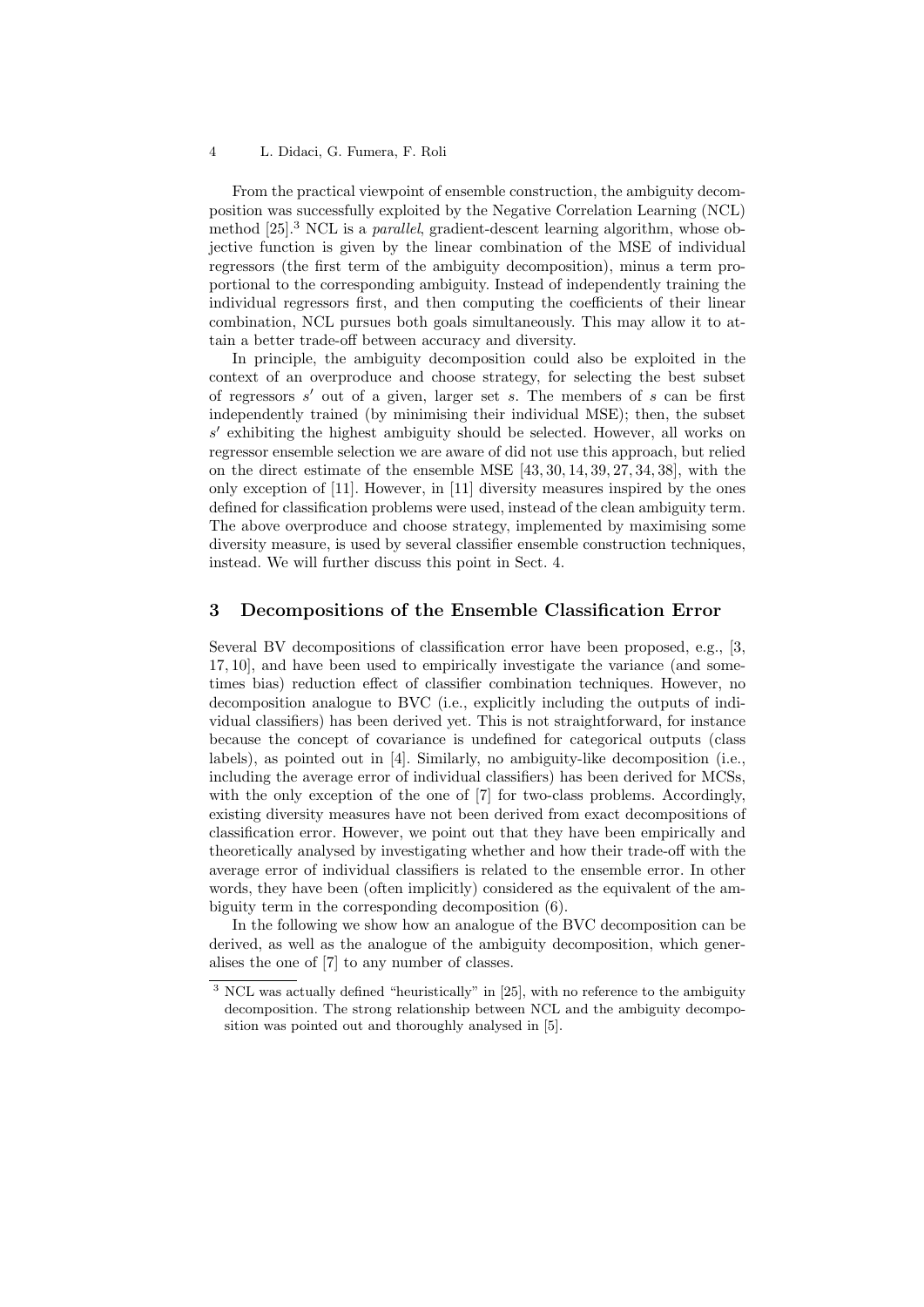From the practical viewpoint of ensemble construction, the ambiguity decomposition was successfully exploited by the Negative Correlation Learning (NCL) method [25].[3] NCL is a *parallel*, gradient-descent learning algorithm, whose objective function is given by the linear combination of the MSE of individual regressors (the first term of the ambiguity decomposition), minus a term proportional to the corresponding ambiguity. Instead of independently training the individual regressors first, and then computing the coefficients of their linear combination, NCL pursues both goals simultaneously. This may allow it to attain a better trade-off between accuracy and diversity.

In principle, the ambiguity decomposition could also be exploited in the context of an overproduce and choose strategy, for selecting the best subset of regressors $s'$ out of a given, larger set $s$. The members of $s$ can be first independently trained (by minimising their individual MSE); then, the subset $s'$ exhibiting the highest ambiguity should be selected. However, all works on regressor ensemble selection we are aware of did not use this approach, but relied on the direct estimate of the ensemble MSE [43, 30, 14, 39, 27, 34, 38], with the only exception of [11]. However, in [11] diversity measures inspired by the ones defined for classification problems were used, instead of the clean ambiguity term. The above overproduce and choose strategy, implemented by maximising some diversity measure, is used by several classifier ensemble construction techniques, instead. We will further discuss this point in Sect. 4.

## 3 Decompositions of the Ensemble Classification Error

Several BV decompositions of classification error have been proposed, e.g., [3, 17, 10], and have been used to empirically investigate the variance (and sometimes bias) reduction effect of classifier combination techniques. However, no decomposition analogue to BVC (i.e., explicitly including the outputs of individual classifiers) has been derived yet. This is not straightforward, for instance because the concept of covariance is undefined for categorical outputs (class labels), as pointed out in [4]. Similarly, no ambiguity-like decomposition (i.e., including the average error of individual classifiers) has been derived for MCSs, with the only exception of the one of [7] for two-class problems. Accordingly, existing diversity measures have not been derived from exact decompositions of classification error. However, we point out that they have been empirically and theoretically analysed by investigating whether and how their trade-off with the average error of individual classifiers is related to the ensemble error. In other words, they have been (often implicitly) considered as the equivalent of the ambiguity term in the corresponding decomposition (6).

In the following we show how an analogue of the BVC decomposition can be derived, as well as the analogue of the ambiguity decomposition, which generalises the one of [7] to any number of classes.

[3] NCL was actually defined "heuristically" in [25], with no reference to the ambiguity decomposition. The strong relationship between NCL and the ambiguity decomposition was pointed out and thoroughly analysed in [5].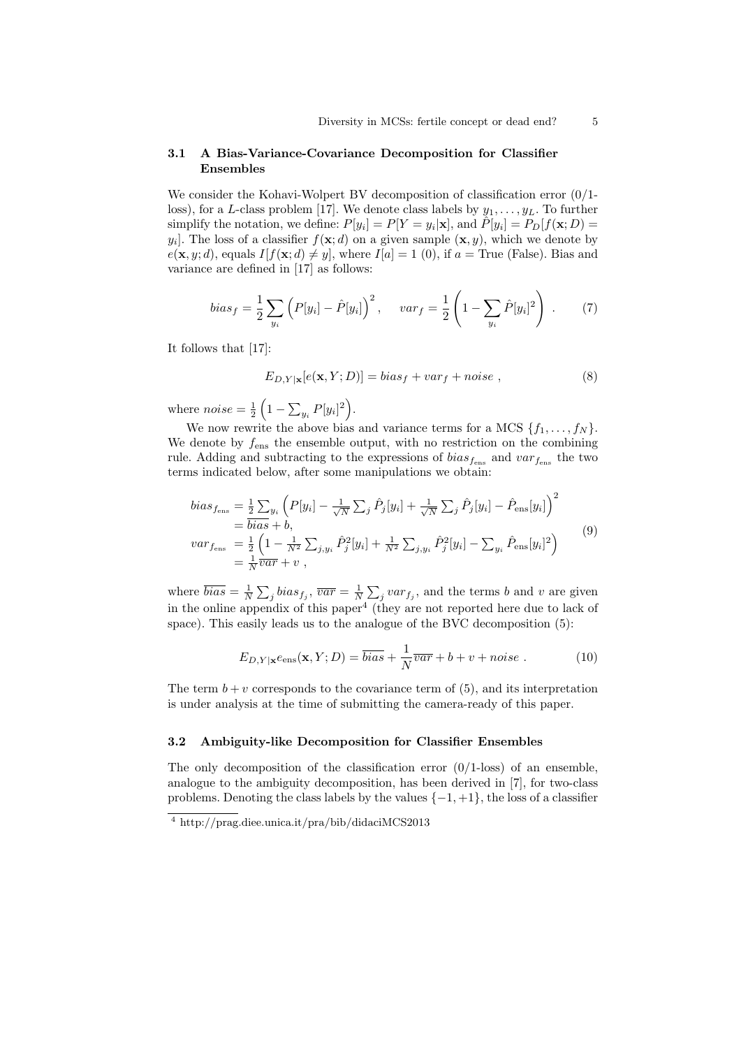### 3.1 A Bias-Variance-Covariance Decomposition for Classifier Ensembles

We consider the Kohavi-Wolpert BV decomposition of classification error (0/1-loss), for a $L$-class problem [17]. We denote class labels by $y_1, \ldots, y_L$. To further simplify the notation, we define: $P[y_i] = P[Y = y_i|\mathbf{x}]$, and $\hat{P}[y_i] = P_D[f(\mathbf{x}; D) = y_i]$. The loss of a classifier $f(\mathbf{x}; d)$ on a given sample $(\mathbf{x}, y)$, which we denote by $e(\mathbf{x}, y; d)$, equals $I[f(\mathbf{x}; d) \neq y]$, where $I[a] = 1$ (0), if $a =$ True (False). Bias and variance are defined in [17] as follows:

$$bias_f = \frac{1}{2} \sum_{y_i} \left( P[y_i] - \hat{P}[y_i] \right)^2 , \quad var_f = \frac{1}{2} \left( 1 - \sum_{y_i} \hat{P}[y_i]^2 \right) . \tag{7}$$

It follows that [17]:

$$E_{D,Y|\mathbf{x}}[e(\mathbf{x}, Y; D)] = bias_f + var_f + noise , \tag{8}$$

where $noise = \frac{1}{2} \left( 1 - \sum_{y_i} P[y_i]^2 \right)$.

We now rewrite the above bias and variance terms for a MCS $\{f_1, \ldots, f_N\}$. We denote by $f_{\text{ens}}$ the ensemble output, with no restriction on the combining rule. Adding and subtracting to the expressions of $bias_{f_{\text{ens}}}$ and $var_{f_{\text{ens}}}$ the two terms indicated below, after some manipulations we obtain:

$$\begin{aligned}
bias_{f_{\text{ens}}} &= \tfrac{1}{2} \sum_{y_i} \left( P[y_i] - \tfrac{1}{\sqrt{N}} \sum_j \hat{P}_j[y_i] + \tfrac{1}{\sqrt{N}} \sum_j \hat{P}_j[y_i] - \hat{P}_{\text{ens}}[y_i] \right)^2 \\
&= \overline{bias} + b, \\
var_{f_{\text{ens}}} &= \tfrac{1}{2} \left( 1 - \tfrac{1}{N^2} \sum_{j,y_i} \hat{P}_j^2[y_i] + \tfrac{1}{N^2} \sum_{j,y_i} \hat{P}_j^2[y_i] - \sum_{y_i} \hat{P}_{\text{ens}}[y_i]^2 \right) \\
&= \tfrac{1}{N} \overline{var} + v ,
\end{aligned} \tag{9}$$

where $\overline{bias} = \frac{1}{N} \sum_j bias_{f_j}$, $\overline{var} = \frac{1}{N} \sum_j var_{f_j}$, and the terms $b$ and $v$ are given in the online appendix of this paper[4] (they are not reported here due to lack of space). This easily leads us to the analogue of the BVC decomposition (5):

$$E_{D,Y|\mathbf{x}} e_{\text{ens}}(\mathbf{x}, Y; D) = \overline{bias} + \frac{1}{N} \overline{var} + b + v + noise . \tag{10}$$

The term $b + v$ corresponds to the covariance term of (5), and its interpretation is under analysis at the time of submitting the camera-ready of this paper.

### 3.2 Ambiguity-like Decomposition for Classifier Ensembles

The only decomposition of the classification error (0/1-loss) of an ensemble, analogue to the ambiguity decomposition, has been derived in [7], for two-class problems. Denoting the class labels by the values $\{-1, +1\}$, the loss of a classifier

[4] http://prag.diee.unica.it/pra/bib/didaciMCS2013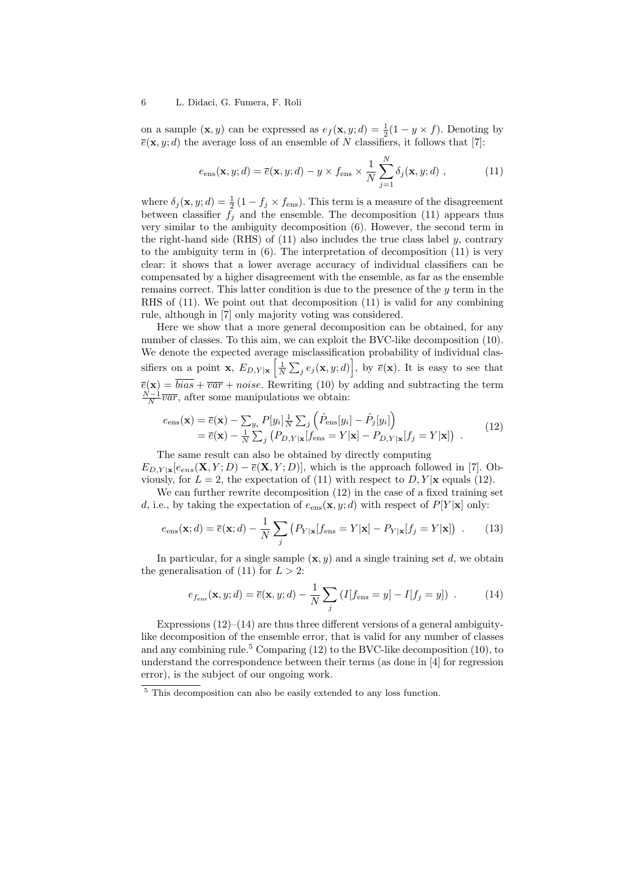on a sample $(\mathbf{x}, y)$ can be expressed as $e_f(\mathbf{x}, y; d) = \frac{1}{2}(1 - y \times f)$. Denoting by $\overline{e}(\mathbf{x}, y; d)$ the average loss of an ensemble of $N$ classifiers, it follows that [7]:

$$e_{\text{ens}}(\mathbf{x}, y; d) = \overline{e}(\mathbf{x}, y; d) - y \times f_{\text{ens}} \times \frac{1}{N} \sum_{j=1}^{N} \delta_j(\mathbf{x}, y; d) \ , \tag{11}$$

where $\delta_j(\mathbf{x}, y; d) = \frac{1}{2}(1 - f_j \times f_{\text{ens}})$. This term is a measure of the disagreement between classifier $f_j$ and the ensemble. The decomposition (11) appears thus very similar to the ambiguity decomposition (6). However, the second term in the right-hand side (RHS) of (11) also includes the true class label $y$, contrary to the ambiguity term in (6). The interpretation of decomposition (11) is very clear: it shows that a lower average accuracy of individual classifiers can be compensated by a higher disagreement with the ensemble, as far as the ensemble remains correct. This latter condition is due to the presence of the $y$ term in the RHS of (11). We point out that decomposition (11) is valid for any combining rule, although in [7] only majority voting was considered.

Here we show that a more general decomposition can be obtained, for any number of classes. To this aim, we can exploit the BVC-like decomposition (10). We denote the expected average misclassification probability of individual classifiers on a point $\mathbf{x}$, $E_{D,Y|\mathbf{x}}\left[\frac{1}{N}\sum_j e_j(\mathbf{x}, y; d)\right]$, by $\overline{e}(\mathbf{x})$. It is easy to see that $\overline{e}(\mathbf{x}) = \overline{bias} + \overline{var} + noise$. Rewriting (10) by adding and subtracting the term $\frac{N-1}{N}\overline{var}$, after some manipulations we obtain:

$$\begin{aligned} e_{\text{ens}}(\mathbf{x}) &= \overline{e}(\mathbf{x}) - \sum_{y_i} P[y_i] \frac{1}{N} \sum_j \left(\hat{P}_{\text{ens}}[y_i] - \hat{P}_j[y_i]\right) \\ &= \overline{e}(\mathbf{x}) - \frac{1}{N} \sum_j \left(P_{D,Y|\mathbf{x}}[f_{\text{ens}} = Y|\mathbf{x}] - P_{D,Y|\mathbf{x}}[f_j = Y|\mathbf{x}]\right) \ . \end{aligned} \tag{12}$$

The same result can also be obtained by directly computing $E_{D,Y|\mathbf{x}}[e_{ens}(\mathbf{X}, Y; D) - \overline{e}(\mathbf{X}, Y; D)]$, which is the approach followed in [7]. Obviously, for $L = 2$, the expectation of (11) with respect to $D, Y|\mathbf{x}$ equals (12).

We can further rewrite decomposition (12) in the case of a fixed training set $d$, i.e., by taking the expectation of $e_{\text{ens}}(\mathbf{x}, y; d)$ with respect of $P[Y|\mathbf{x}]$ only:

$$e_{\text{ens}}(\mathbf{x}; d) = \overline{e}(\mathbf{x}; d) - \frac{1}{N} \sum_j \left(P_{Y|\mathbf{x}}[f_{\text{ens}} = Y|\mathbf{x}] - P_{Y|\mathbf{x}}[f_j = Y|\mathbf{x}]\right) \ . \tag{13}$$

In particular, for a single sample $(\mathbf{x}, y)$ and a single training set $d$, we obtain the generalisation of (11) for $L > 2$:

$$e_{f_{\text{ens}}}(\mathbf{x}, y; d) = \overline{e}(\mathbf{x}, y; d) - \frac{1}{N} \sum_j \left(I[f_{\text{ens}} = y] - I[f_j = y]\right) \ . \tag{14}$$

Expressions (12)–(14) are thus three different versions of a general ambiguity-like decomposition of the ensemble error, that is valid for any number of classes and any combining rule.[5] Comparing (12) to the BVC-like decomposition (10), to understand the correspondence between their terms (as done in [4] for regression error), is the subject of our ongoing work.

[5] This decomposition can also be easily extended to any loss function.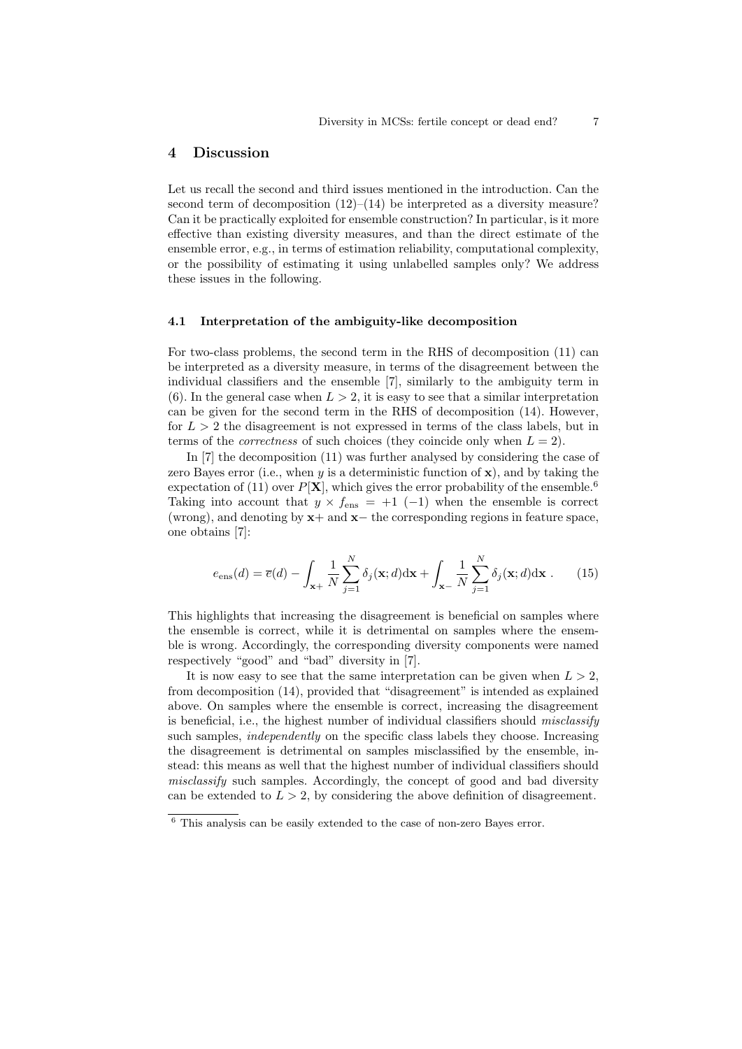## 4 Discussion

Let us recall the second and third issues mentioned in the introduction. Can the second term of decomposition (12)–(14) be interpreted as a diversity measure? Can it be practically exploited for ensemble construction? In particular, is it more effective than existing diversity measures, and than the direct estimate of the ensemble error, e.g., in terms of estimation reliability, computational complexity, or the possibility of estimating it using unlabelled samples only? We address these issues in the following.

### 4.1 Interpretation of the ambiguity-like decomposition

For two-class problems, the second term in the RHS of decomposition (11) can be interpreted as a diversity measure, in terms of the disagreement between the individual classifiers and the ensemble [7], similarly to the ambiguity term in (6). In the general case when $L > 2$, it is easy to see that a similar interpretation can be given for the second term in the RHS of decomposition (14). However, for $L > 2$ the disagreement is not expressed in terms of the class labels, but in terms of the *correctness* of such choices (they coincide only when $L = 2$).

In [7] the decomposition (11) was further analysed by considering the case of zero Bayes error (i.e., when $y$ is a deterministic function of $\mathbf{x}$), and by taking the expectation of (11) over $P[\mathbf{X}]$, which gives the error probability of the ensemble.[6] Taking into account that $y \times f_{\text{ens}} = +1$ $(-1)$ when the ensemble is correct (wrong), and denoting by $\mathbf{x}+$ and $\mathbf{x}-$ the corresponding regions in feature space, one obtains [7]:

$$e_{\text{ens}}(d) = \overline{e}(d) - \int_{\mathbf{x}+} \frac{1}{N} \sum_{j=1}^{N} \delta_j(\mathbf{x}; d) \mathrm{d}\mathbf{x} + \int_{\mathbf{x}-} \frac{1}{N} \sum_{j=1}^{N} \delta_j(\mathbf{x}; d) \mathrm{d}\mathbf{x} \ . \tag{15}$$

This highlights that increasing the disagreement is beneficial on samples where the ensemble is correct, while it is detrimental on samples where the ensemble is wrong. Accordingly, the corresponding diversity components were named respectively "good" and "bad" diversity in [7].

It is now easy to see that the same interpretation can be given when $L > 2$, from decomposition (14), provided that "disagreement" is intended as explained above. On samples where the ensemble is correct, increasing the disagreement is beneficial, i.e., the highest number of individual classifiers should *misclassify* such samples, *independently* on the specific class labels they choose. Increasing the disagreement is detrimental on samples misclassified by the ensemble, instead: this means as well that the highest number of individual classifiers should *misclassify* such samples. Accordingly, the concept of good and bad diversity can be extended to $L > 2$, by considering the above definition of disagreement.

[6] This analysis can be easily extended to the case of non-zero Bayes error.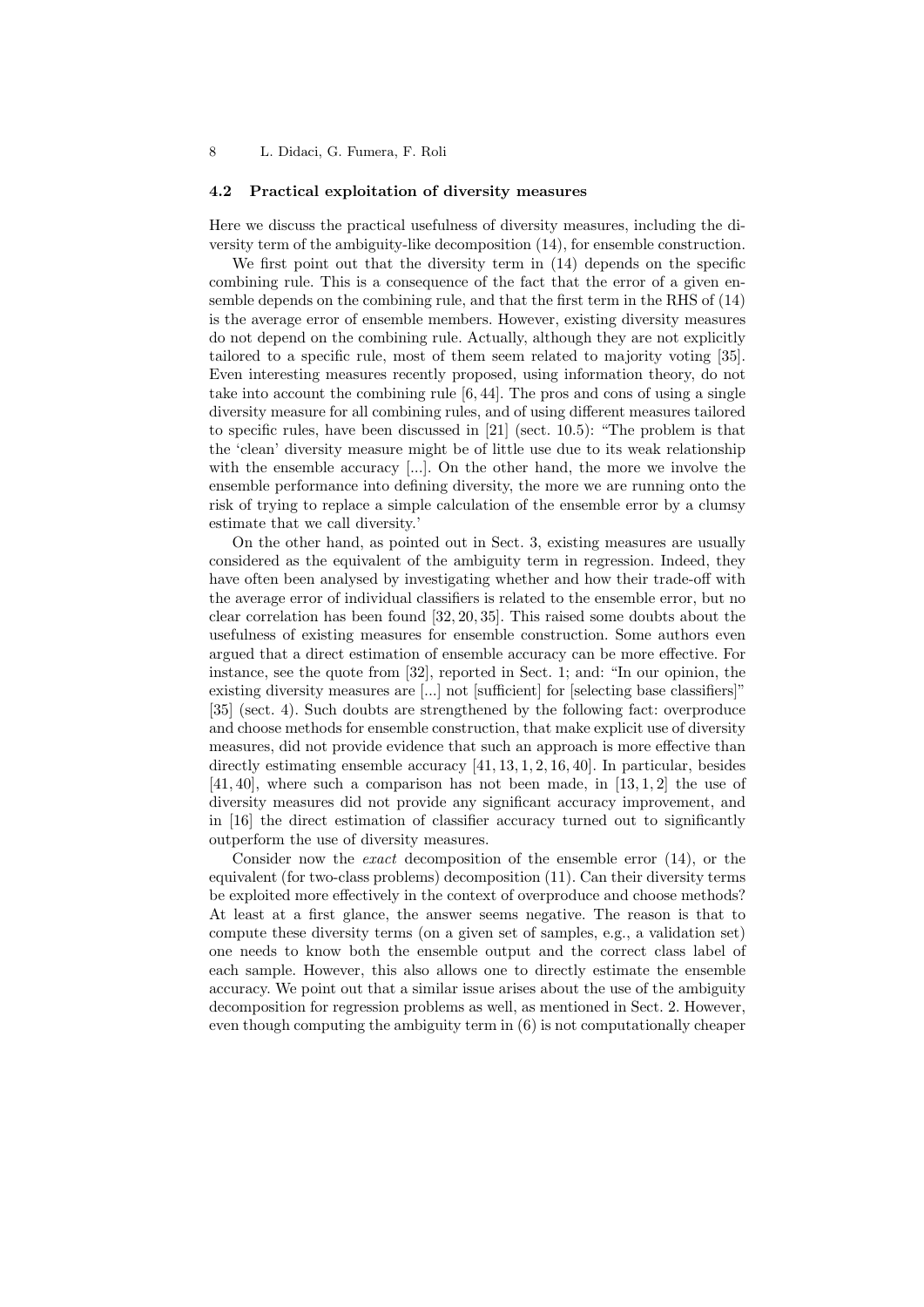### 4.2 Practical exploitation of diversity measures

Here we discuss the practical usefulness of diversity measures, including the diversity term of the ambiguity-like decomposition (14), for ensemble construction.

We first point out that the diversity term in (14) depends on the specific combining rule. This is a consequence of the fact that the error of a given ensemble depends on the combining rule, and that the first term in the RHS of (14) is the average error of ensemble members. However, existing diversity measures do not depend on the combining rule. Actually, although they are not explicitly tailored to a specific rule, most of them seem related to majority voting [35]. Even interesting measures recently proposed, using information theory, do not take into account the combining rule [6, 44]. The pros and cons of using a single diversity measure for all combining rules, and of using different measures tailored to specific rules, have been discussed in [21] (sect. 10.5): "The problem is that the 'clean' diversity measure might be of little use due to its weak relationship with the ensemble accuracy [...]. On the other hand, the more we involve the ensemble performance into defining diversity, the more we are running onto the risk of trying to replace a simple calculation of the ensemble error by a clumsy estimate that we call diversity.'

On the other hand, as pointed out in Sect. 3, existing measures are usually considered as the equivalent of the ambiguity term in regression. Indeed, they have often been analysed by investigating whether and how their trade-off with the average error of individual classifiers is related to the ensemble error, but no clear correlation has been found [32, 20, 35]. This raised some doubts about the usefulness of existing measures for ensemble construction. Some authors even argued that a direct estimation of ensemble accuracy can be more effective. For instance, see the quote from [32], reported in Sect. 1; and: "In our opinion, the existing diversity measures are [...] not [sufficient] for [selecting base classifiers]" [35] (sect. 4). Such doubts are strengthened by the following fact: overproduce and choose methods for ensemble construction, that make explicit use of diversity measures, did not provide evidence that such an approach is more effective than directly estimating ensemble accuracy [41, 13, 1, 2, 16, 40]. In particular, besides [41, 40], where such a comparison has not been made, in [13, 1, 2] the use of diversity measures did not provide any significant accuracy improvement, and in [16] the direct estimation of classifier accuracy turned out to significantly outperform the use of diversity measures.

Consider now the *exact* decomposition of the ensemble error (14), or the equivalent (for two-class problems) decomposition (11). Can their diversity terms be exploited more effectively in the context of overproduce and choose methods? At least at a first glance, the answer seems negative. The reason is that to compute these diversity terms (on a given set of samples, e.g., a validation set) one needs to know both the ensemble output and the correct class label of each sample. However, this also allows one to directly estimate the ensemble accuracy. We point out that a similar issue arises about the use of the ambiguity decomposition for regression problems as well, as mentioned in Sect. 2. However, even though computing the ambiguity term in (6) is not computationally cheaper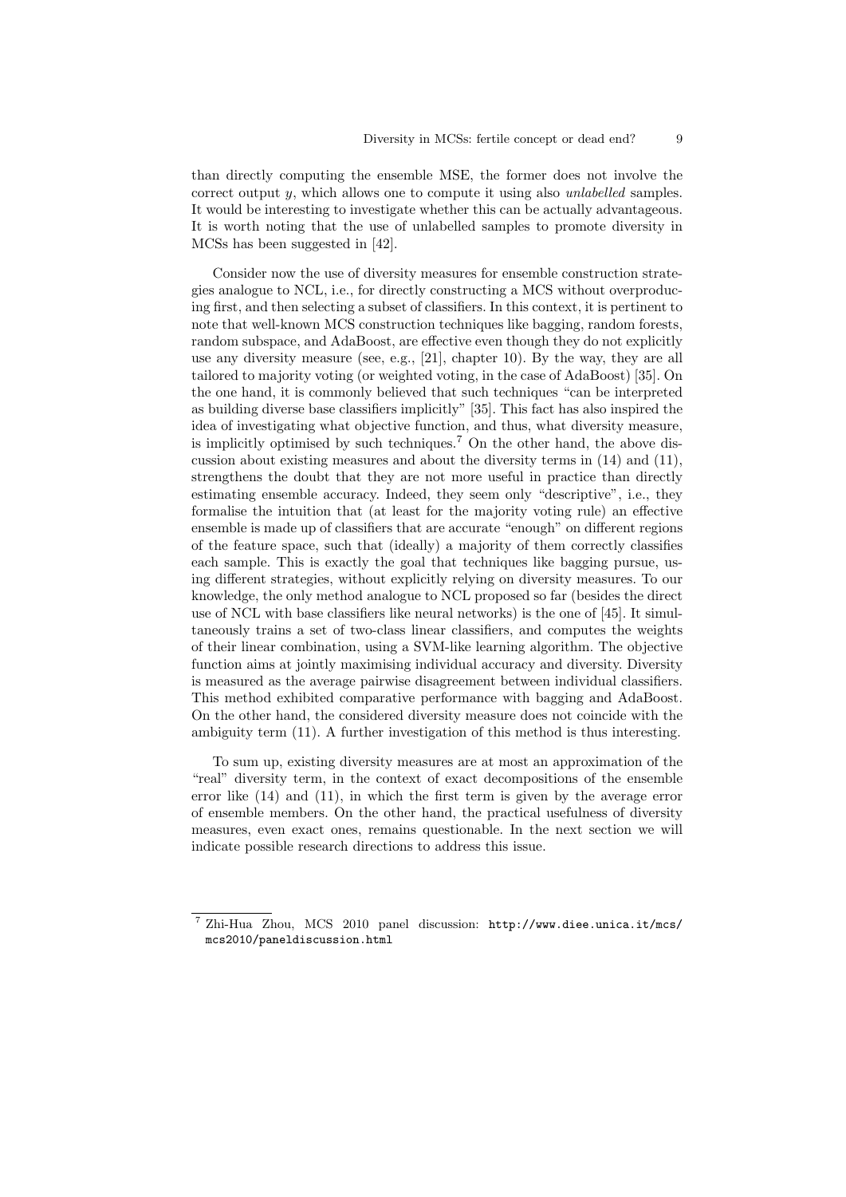than directly computing the ensemble MSE, the former does not involve the correct output $y$, which allows one to compute it using also *unlabelled* samples. It would be interesting to investigate whether this can be actually advantageous. It is worth noting that the use of unlabelled samples to promote diversity in MCSs has been suggested in [42].

Consider now the use of diversity measures for ensemble construction strategies analogue to NCL, i.e., for directly constructing a MCS without overproducing first, and then selecting a subset of classifiers. In this context, it is pertinent to note that well-known MCS construction techniques like bagging, random forests, random subspace, and AdaBoost, are effective even though they do not explicitly use any diversity measure (see, e.g., [21], chapter 10). By the way, they are all tailored to majority voting (or weighted voting, in the case of AdaBoost) [35]. On the one hand, it is commonly believed that such techniques "can be interpreted as building diverse base classifiers implicitly" [35]. This fact has also inspired the idea of investigating what objective function, and thus, what diversity measure, is implicitly optimised by such techniques.[7] On the other hand, the above discussion about existing measures and about the diversity terms in (14) and (11), strengthens the doubt that they are not more useful in practice than directly estimating ensemble accuracy. Indeed, they seem only "descriptive", i.e., they formalise the intuition that (at least for the majority voting rule) an effective ensemble is made up of classifiers that are accurate "enough" on different regions of the feature space, such that (ideally) a majority of them correctly classifies each sample. This is exactly the goal that techniques like bagging pursue, using different strategies, without explicitly relying on diversity measures. To our knowledge, the only method analogue to NCL proposed so far (besides the direct use of NCL with base classifiers like neural networks) is the one of [45]. It simultaneously trains a set of two-class linear classifiers, and computes the weights of their linear combination, using a SVM-like learning algorithm. The objective function aims at jointly maximising individual accuracy and diversity. Diversity is measured as the average pairwise disagreement between individual classifiers. This method exhibited comparative performance with bagging and AdaBoost. On the other hand, the considered diversity measure does not coincide with the ambiguity term (11). A further investigation of this method is thus interesting.

To sum up, existing diversity measures are at most an approximation of the "real" diversity term, in the context of exact decompositions of the ensemble error like (14) and (11), in which the first term is given by the average error of ensemble members. On the other hand, the practical usefulness of diversity measures, even exact ones, remains questionable. In the next section we will indicate possible research directions to address this issue.

[7] Zhi-Hua Zhou, MCS 2010 panel discussion: `http://www.diee.unica.it/mcs/mcs2010/paneldiscussion.html`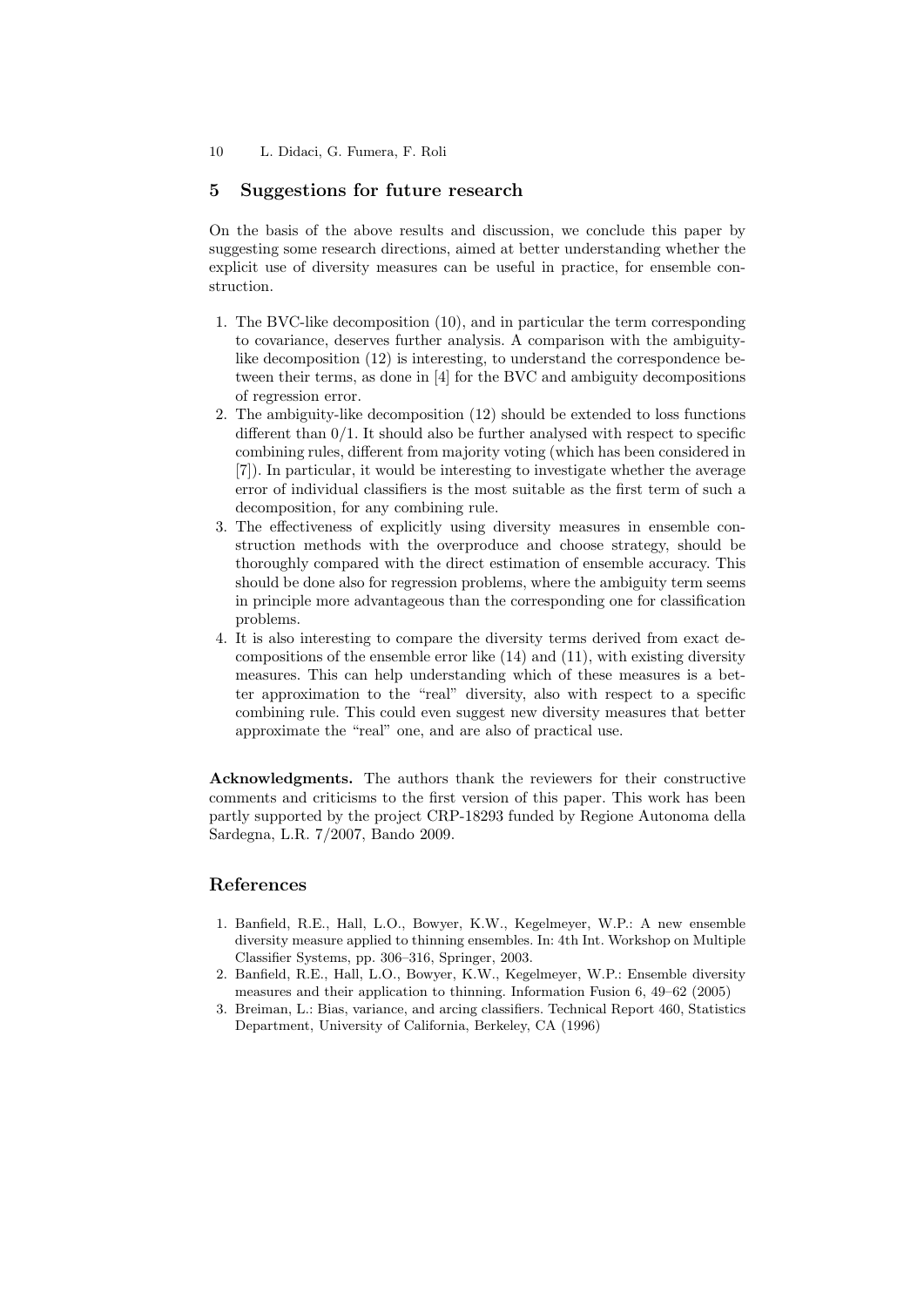## 5 Suggestions for future research

On the basis of the above results and discussion, we conclude this paper by suggesting some research directions, aimed at better understanding whether the explicit use of diversity measures can be useful in practice, for ensemble construction.

1. The BVC-like decomposition (10), and in particular the term corresponding to covariance, deserves further analysis. A comparison with the ambiguity-like decomposition (12) is interesting, to understand the correspondence between their terms, as done in [4] for the BVC and ambiguity decompositions of regression error.
2. The ambiguity-like decomposition (12) should be extended to loss functions different than 0/1. It should also be further analysed with respect to specific combining rules, different from majority voting (which has been considered in [7]). In particular, it would be interesting to investigate whether the average error of individual classifiers is the most suitable as the first term of such a decomposition, for any combining rule.
3. The effectiveness of explicitly using diversity measures in ensemble construction methods with the overproduce and choose strategy, should be thoroughly compared with the direct estimation of ensemble accuracy. This should be done also for regression problems, where the ambiguity term seems in principle more advantageous than the corresponding one for classification problems.
4. It is also interesting to compare the diversity terms derived from exact decompositions of the ensemble error like (14) and (11), with existing diversity measures. This can help understanding which of these measures is a better approximation to the "real" diversity, also with respect to a specific combining rule. This could even suggest new diversity measures that better approximate the "real" one, and are also of practical use.

**Acknowledgments.** The authors thank the reviewers for their constructive comments and criticisms to the first version of this paper. This work has been partly supported by the project CRP-18293 funded by Regione Autonoma della Sardegna, L.R. 7/2007, Bando 2009.

## References

1. Banfield, R.E., Hall, L.O., Bowyer, K.W., Kegelmeyer, W.P.: A new ensemble diversity measure applied to thinning ensembles. In: 4th Int. Workshop on Multiple Classifier Systems, pp. 306–316, Springer, 2003.
2. Banfield, R.E., Hall, L.O., Bowyer, K.W., Kegelmeyer, W.P.: Ensemble diversity measures and their application to thinning. Information Fusion 6, 49–62 (2005)
3. Breiman, L.: Bias, variance, and arcing classifiers. Technical Report 460, Statistics Department, University of California, Berkeley, CA (1996)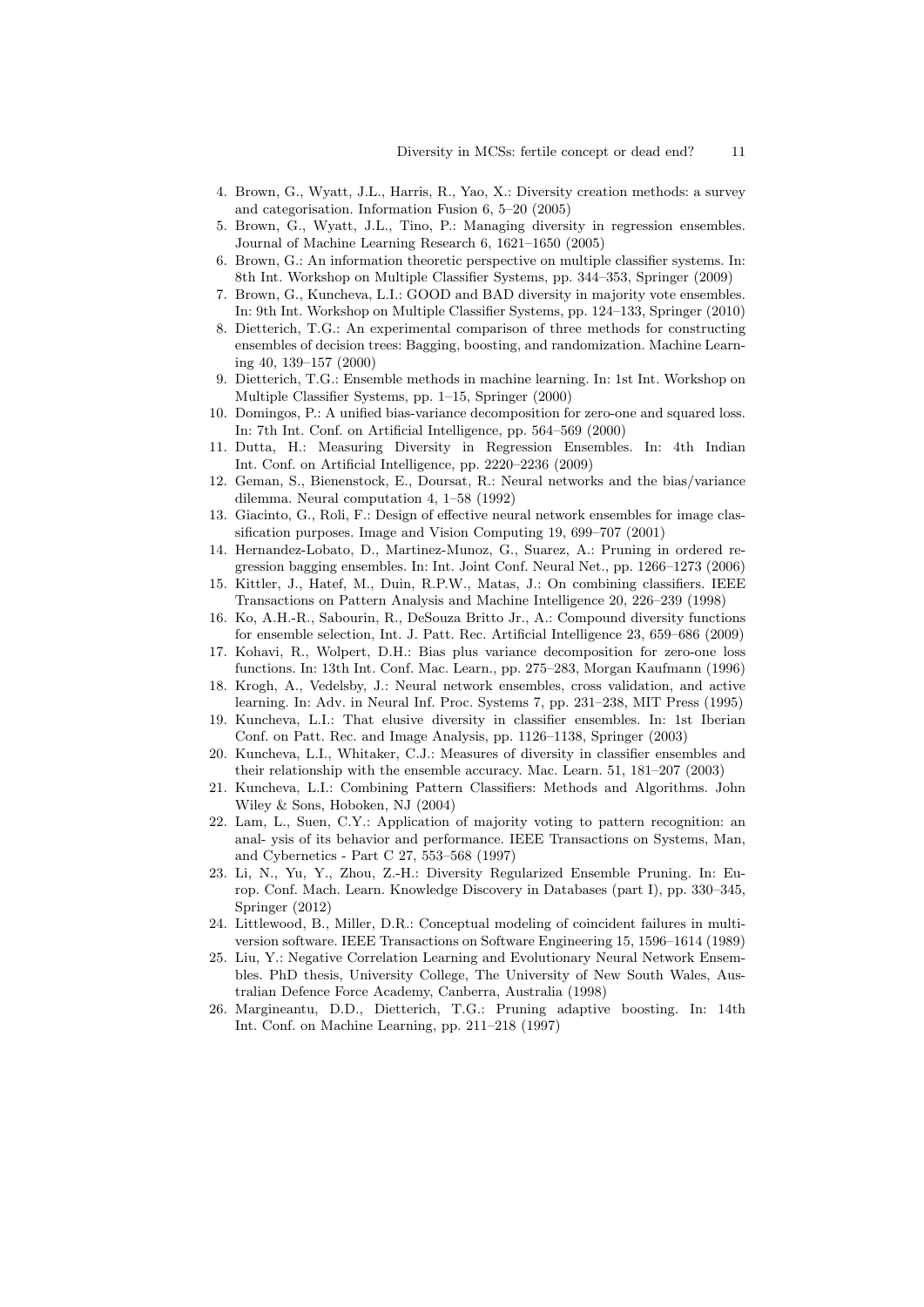4. Brown, G., Wyatt, J.L., Harris, R., Yao, X.: Diversity creation methods: a survey and categorisation. Information Fusion 6, 5–20 (2005)
5. Brown, G., Wyatt, J.L., Tino, P.: Managing diversity in regression ensembles. Journal of Machine Learning Research 6, 1621–1650 (2005)
6. Brown, G.: An information theoretic perspective on multiple classifier systems. In: 8th Int. Workshop on Multiple Classifier Systems, pp. 344–353, Springer (2009)
7. Brown, G., Kuncheva, L.I.: GOOD and BAD diversity in majority vote ensembles. In: 9th Int. Workshop on Multiple Classifier Systems, pp. 124–133, Springer (2010)
8. Dietterich, T.G.: An experimental comparison of three methods for constructing ensembles of decision trees: Bagging, boosting, and randomization. Machine Learning 40, 139–157 (2000)
9. Dietterich, T.G.: Ensemble methods in machine learning. In: 1st Int. Workshop on Multiple Classifier Systems, pp. 1–15, Springer (2000)
10. Domingos, P.: A unified bias-variance decomposition for zero-one and squared loss. In: 7th Int. Conf. on Artificial Intelligence, pp. 564–569 (2000)
11. Dutta, H.: Measuring Diversity in Regression Ensembles. In: 4th Indian Int. Conf. on Artificial Intelligence, pp. 2220–2236 (2009)
12. Geman, S., Bienenstock, E., Doursat, R.: Neural networks and the bias/variance dilemma. Neural computation 4, 1–58 (1992)
13. Giacinto, G., Roli, F.: Design of effective neural network ensembles for image classification purposes. Image and Vision Computing 19, 699–707 (2001)
14. Hernandez-Lobato, D., Martinez-Munoz, G., Suarez, A.: Pruning in ordered regression bagging ensembles. In: Int. Joint Conf. Neural Net., pp. 1266–1273 (2006)
15. Kittler, J., Hatef, M., Duin, R.P.W., Matas, J.: On combining classifiers. IEEE Transactions on Pattern Analysis and Machine Intelligence 20, 226–239 (1998)
16. Ko, A.H.-R., Sabourin, R., DeSouza Britto Jr., A.: Compound diversity functions for ensemble selection, Int. J. Patt. Rec. Artificial Intelligence 23, 659–686 (2009)
17. Kohavi, R., Wolpert, D.H.: Bias plus variance decomposition for zero-one loss functions. In: 13th Int. Conf. Mac. Learn., pp. 275–283, Morgan Kaufmann (1996)
18. Krogh, A., Vedelsby, J.: Neural network ensembles, cross validation, and active learning. In: Adv. in Neural Inf. Proc. Systems 7, pp. 231–238, MIT Press (1995)
19. Kuncheva, L.I.: That elusive diversity in classifier ensembles. In: 1st Iberian Conf. on Patt. Rec. and Image Analysis, pp. 1126–1138, Springer (2003)
20. Kuncheva, L.I., Whitaker, C.J.: Measures of diversity in classifier ensembles and their relationship with the ensemble accuracy. Mac. Learn. 51, 181–207 (2003)
21. Kuncheva, L.I.: Combining Pattern Classifiers: Methods and Algorithms. John Wiley & Sons, Hoboken, NJ (2004)
22. Lam, L., Suen, C.Y.: Application of majority voting to pattern recognition: an anal- ysis of its behavior and performance. IEEE Transactions on Systems, Man, and Cybernetics - Part C 27, 553–568 (1997)
23. Li, N., Yu, Y., Zhou, Z.-H.: Diversity Regularized Ensemble Pruning. In: Europ. Conf. Mach. Learn. Knowledge Discovery in Databases (part I), pp. 330–345, Springer (2012)
24. Littlewood, B., Miller, D.R.: Conceptual modeling of coincident failures in multiversion software. IEEE Transactions on Software Engineering 15, 1596–1614 (1989)
25. Liu, Y.: Negative Correlation Learning and Evolutionary Neural Network Ensembles. PhD thesis, University College, The University of New South Wales, Australian Defence Force Academy, Canberra, Australia (1998)
26. Margineantu, D.D., Dietterich, T.G.: Pruning adaptive boosting. In: 14th Int. Conf. on Machine Learning, pp. 211–218 (1997)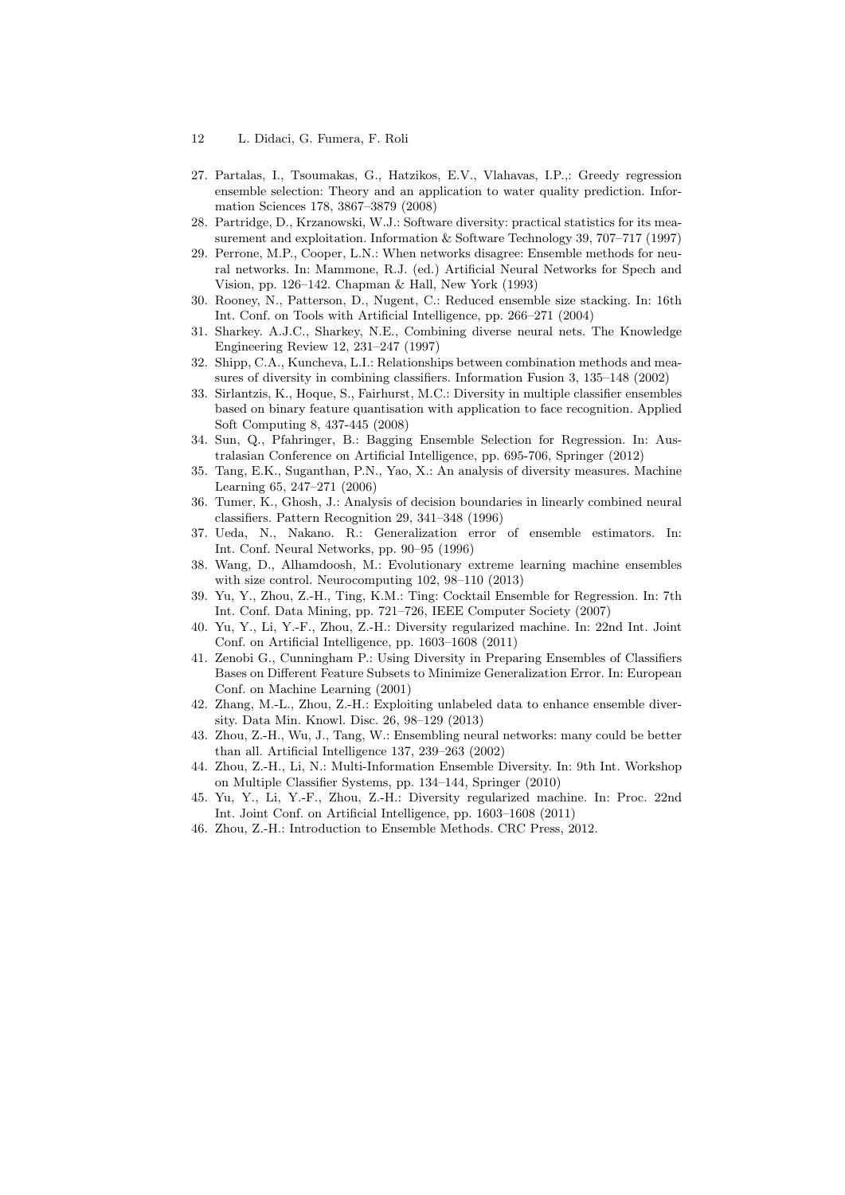27. Partalas, I., Tsoumakas, G., Hatzikos, E.V., Vlahavas, I.P.,: Greedy regression ensemble selection: Theory and an application to water quality prediction. Information Sciences 178, 3867–3879 (2008)
28. Partridge, D., Krzanowski, W.J.: Software diversity: practical statistics for its measurement and exploitation. Information & Software Technology 39, 707–717 (1997)
29. Perrone, M.P., Cooper, L.N.: When networks disagree: Ensemble methods for neural networks. In: Mammone, R.J. (ed.) Artificial Neural Networks for Spech and Vision, pp. 126–142. Chapman & Hall, New York (1993)
30. Rooney, N., Patterson, D., Nugent, C.: Reduced ensemble size stacking. In: 16th Int. Conf. on Tools with Artificial Intelligence, pp. 266–271 (2004)
31. Sharkey. A.J.C., Sharkey, N.E., Combining diverse neural nets. The Knowledge Engineering Review 12, 231–247 (1997)
32. Shipp, C.A., Kuncheva, L.I.: Relationships between combination methods and measures of diversity in combining classifiers. Information Fusion 3, 135–148 (2002)
33. Sirlantzis, K., Hoque, S., Fairhurst, M.C.: Diversity in multiple classifier ensembles based on binary feature quantisation with application to face recognition. Applied Soft Computing 8, 437-445 (2008)
34. Sun, Q., Pfahringer, B.: Bagging Ensemble Selection for Regression. In: Australasian Conference on Artificial Intelligence, pp. 695-706, Springer (2012)
35. Tang, E.K., Suganthan, P.N., Yao, X.: An analysis of diversity measures. Machine Learning 65, 247–271 (2006)
36. Tumer, K., Ghosh, J.: Analysis of decision boundaries in linearly combined neural classifiers. Pattern Recognition 29, 341–348 (1996)
37. Ueda, N., Nakano. R.: Generalization error of ensemble estimators. In: Int. Conf. Neural Networks, pp. 90–95 (1996)
38. Wang, D., Alhamdoosh, M.: Evolutionary extreme learning machine ensembles with size control. Neurocomputing 102, 98–110 (2013)
39. Yu, Y., Zhou, Z.-H., Ting, K.M.: Ting: Cocktail Ensemble for Regression. In: 7th Int. Conf. Data Mining, pp. 721–726, IEEE Computer Society (2007)
40. Yu, Y., Li, Y.-F., Zhou, Z.-H.: Diversity regularized machine. In: 22nd Int. Joint Conf. on Artificial Intelligence, pp. 1603–1608 (2011)
41. Zenobi G., Cunningham P.: Using Diversity in Preparing Ensembles of Classifiers Bases on Different Feature Subsets to Minimize Generalization Error. In: European Conf. on Machine Learning (2001)
42. Zhang, M.-L., Zhou, Z.-H.: Exploiting unlabeled data to enhance ensemble diversity. Data Min. Knowl. Disc. 26, 98–129 (2013)
43. Zhou, Z.-H., Wu, J., Tang, W.: Ensembling neural networks: many could be better than all. Artificial Intelligence 137, 239–263 (2002)
44. Zhou, Z.-H., Li, N.: Multi-Information Ensemble Diversity. In: 9th Int. Workshop on Multiple Classifier Systems, pp. 134–144, Springer (2010)
45. Yu, Y., Li, Y.-F., Zhou, Z.-H.: Diversity regularized machine. In: Proc. 22nd Int. Joint Conf. on Artificial Intelligence, pp. 1603–1608 (2011)
46. Zhou, Z.-H.: Introduction to Ensemble Methods. CRC Press, 2012.